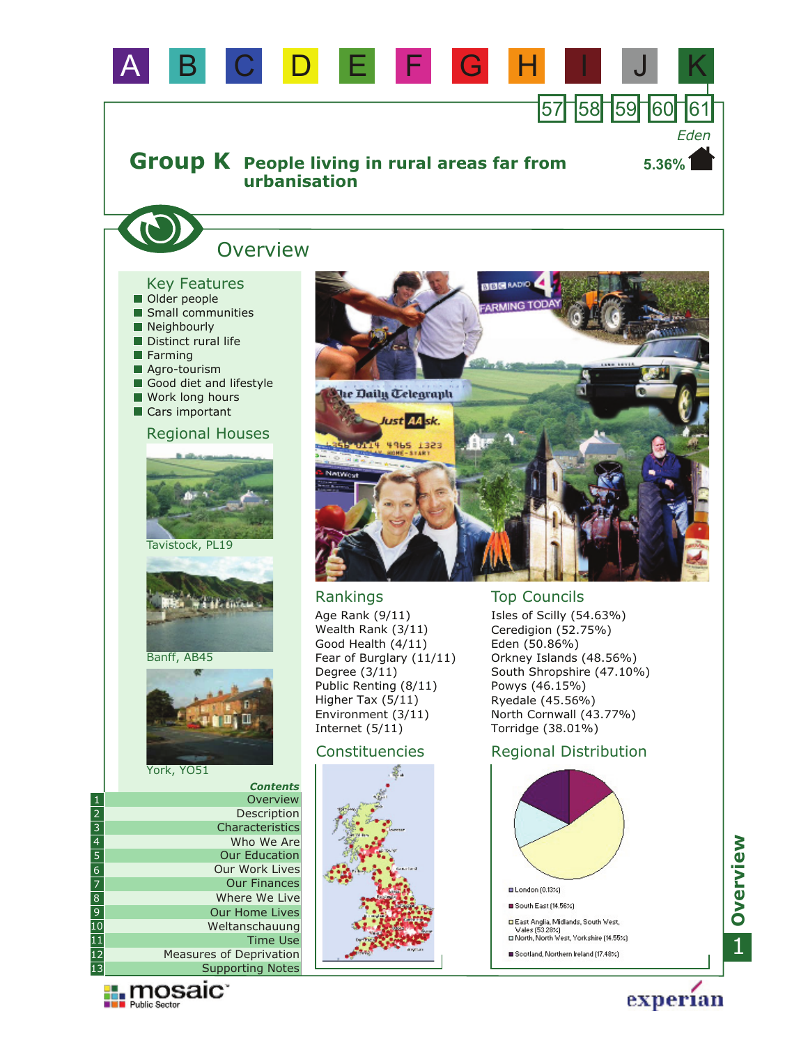A B C D E F G H I J K

57 58 59 60 61

*Eden*

# Group K People living in rural areas far from urbanisation

5.36%

## Overview

### Key Features

- Older people
- Small communities
- Neighbourly
- Distinct rural life
- Farming
- Agro-tourism
- Good diet and lifestyle
- Work long hours
- Cars important

### Regional Houses

Tavistock, PL19

Banff, AB45

York, YO51

### Rankings

Age Rank (9/11)
Wealth Rank (3/11)
Good Health (4/11)
Fear of Burglary (11/11)
Degree (3/11)
Public Renting (8/11)
Higher Tax (5/11)
Environment (3/11)
Internet (5/11)

### Top Councils

Isles of Scilly (54.63%)
Ceredigion (52.75%)
Eden (50.86%)
Orkney Islands (48.56%)
South Shropshire (47.10%)
Powys (46.15%)
Ryedale (45.56%)
North Cornwall (43.77%)
Torridge (38.01%)

### Constituencies

### Regional Distribution

- London (0.13%)
- South East (14.56%)
- East Anglia, Midlands, South West, Wales (53.28%)
- North, North West, Yorkshire (14.55%)
- Scotland, Northern Ireland (17.48%)

*Contents*

1. Overview
2. Description
3. Characteristics
4. Who We Are
5. Our Education
6. Our Work Lives
7. Our Finances
8. Where We Live
9. Our Home Lives
10. Weltanschauung
11. Time Use
12. Measures of Deprivation
13. Supporting Notes

mosaic Public Sector

experian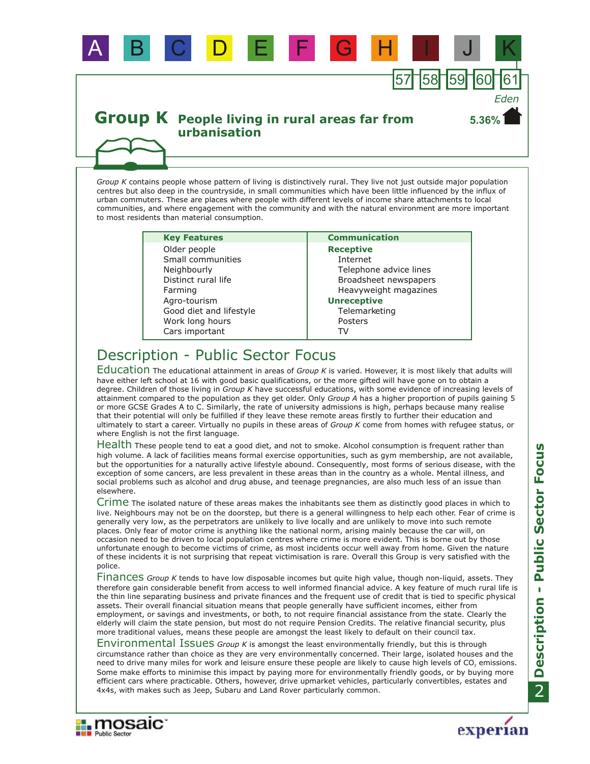A B C D E F G H I J K

57 58 59 60 61

*Eden*

5.36%

# Group K People living in rural areas far from urbanisation

*Group K* contains people whose pattern of living is distinctively rural. They live not just outside major population centres but also deep in the countryside, in small communities which have been little influenced by the influx of urban commuters. These are places where people with different levels of income share attachments to local communities, and where engagement with the community and with the natural environment are more important to most residents than material consumption.

| Key Features | Communication |
|---|---|
| Older people | **Receptive** |
| Small communities | Internet |
| Neighbourly | Telephone advice lines |
| Distinct rural life | Broadsheet newspapers |
| Farming | Heavyweight magazines |
| Agro-tourism | **Unreceptive** |
| Good diet and lifestyle | Telemarketing |
| Work long hours | Posters |
| Cars important | TV |

## Description - Public Sector Focus

**Education** The educational attainment in areas of *Group K* is varied. However, it is most likely that adults will have either left school at 16 with good basic qualifications, or the more gifted will have gone on to obtain a degree. Children of those living in *Group K* have successful educations, with some evidence of increasing levels of attainment compared to the population as they get older. Only *Group A* has a higher proportion of pupils gaining 5 or more GCSE Grades A to C. Similarly, the rate of university admissions is high, perhaps because many realise that their potential will only be fulfilled if they leave these remote areas firstly to further their education and ultimately to start a career. Virtually no pupils in these areas of *Group K* come from homes with refugee status, or where English is not the first language.

**Health** These people tend to eat a good diet, and not to smoke. Alcohol consumption is frequent rather than high volume. A lack of facilities means formal exercise opportunities, such as gym membership, are not available, but the opportunities for a naturally active lifestyle abound. Consequently, most forms of serious disease, with the exception of some cancers, are less prevalent in these areas than in the country as a whole. Mental illness, and social problems such as alcohol and drug abuse, and teenage pregnancies, are also much less of an issue than elsewhere.

**Crime** The isolated nature of these areas makes the inhabitants see them as distinctly good places in which to live. Neighbours may not be on the doorstep, but there is a general willingness to help each other. Fear of crime is generally very low, as the perpetrators are unlikely to live locally and are unlikely to move into such remote places. Only fear of motor crime is anything like the national norm, arising mainly because the car will, on occasion need to be driven to local population centres where crime is more evident. This is borne out by those unfortunate enough to become victims of crime, as most incidents occur well away from home. Given the nature of these incidents it is not surprising that repeat victimisation is rare. Overall this Group is very satisfied with the police.

**Finances** *Group K* tends to have low disposable incomes but quite high value, though non-liquid, assets. They therefore gain considerable benefit from access to well informed financial advice. A key feature of much rural life is the thin line separating business and private finances and the frequent use of credit that is tied to specific physical assets. Their overall financial situation means that people generally have sufficient incomes, either from employment, or savings and investments, or both, to not require financial assistance from the state. Clearly the elderly will claim the state pension, but most do not require Pension Credits. The relative financial security, plus more traditional values, means these people are amongst the least likely to default on their council tax.

**Environmental Issues** *Group K* is amongst the least environmentally friendly, but this is through circumstance rather than choice as they are very environmentally concerned. Their large, isolated houses and the need to drive many miles for work and leisure ensure these people are likely to cause high levels of $CO_2$ emissions. Some make efforts to minimise this impact by paying more for environmentally friendly goods, or by buying more efficient cars where practicable. Others, however, drive upmarket vehicles, particularly convertibles, estates and 4x4s, with makes such as Jeep, Subaru and Land Rover particularly common.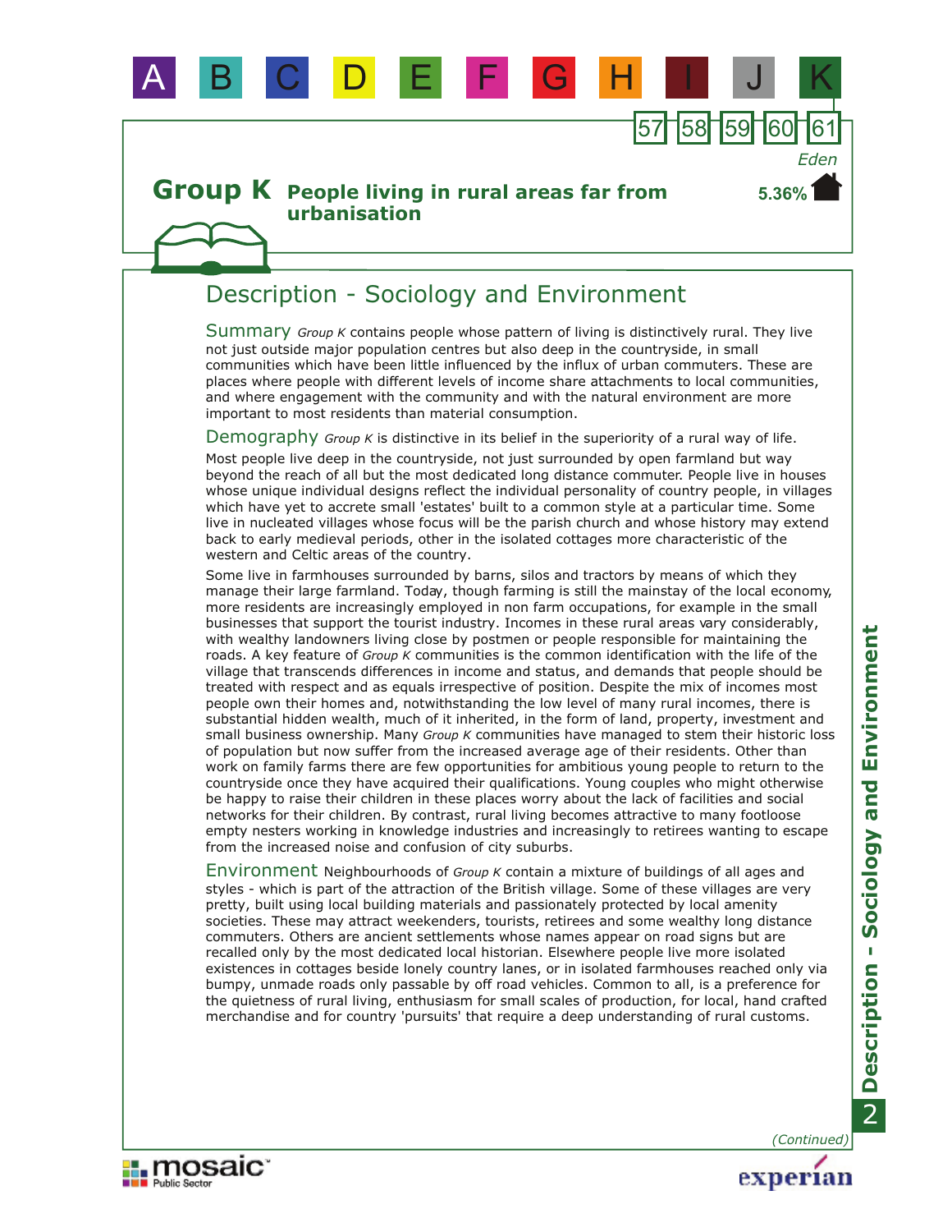A B C D E F G H I J K

57 58 59 60 61

*Eden*

# Group K People living in rural areas far from urbanisation

5.36%

## Description - Sociology and Environment

**Summary** *Group K* contains people whose pattern of living is distinctively rural. They live not just outside major population centres but also deep in the countryside, in small communities which have been little influenced by the influx of urban commuters. These are places where people with different levels of income share attachments to local communities, and where engagement with the community and with the natural environment are more important to most residents than material consumption.

**Demography** *Group K* is distinctive in its belief in the superiority of a rural way of life.

Most people live deep in the countryside, not just surrounded by open farmland but way beyond the reach of all but the most dedicated long distance commuter. People live in houses whose unique individual designs reflect the individual personality of country people, in villages which have yet to accrete small 'estates' built to a common style at a particular time. Some live in nucleated villages whose focus will be the parish church and whose history may extend back to early medieval periods, other in the isolated cottages more characteristic of the western and Celtic areas of the country.

Some live in farmhouses surrounded by barns, silos and tractors by means of which they manage their large farmland. Today, though farming is still the mainstay of the local economy, more residents are increasingly employed in non farm occupations, for example in the small businesses that support the tourist industry. Incomes in these rural areas vary considerably, with wealthy landowners living close by postmen or people responsible for maintaining the roads. A key feature of *Group K* communities is the common identification with the life of the village that transcends differences in income and status, and demands that people should be treated with respect and as equals irrespective of position. Despite the mix of incomes most people own their homes and, notwithstanding the low level of many rural incomes, there is substantial hidden wealth, much of it inherited, in the form of land, property, investment and small business ownership. Many *Group K* communities have managed to stem their historic loss of population but now suffer from the increased average age of their residents. Other than work on family farms there are few opportunities for ambitious young people to return to the countryside once they have acquired their qualifications. Young couples who might otherwise be happy to raise their children in these places worry about the lack of facilities and social networks for their children. By contrast, rural living becomes attractive to many footloose empty nesters working in knowledge industries and increasingly to retirees wanting to escape from the increased noise and confusion of city suburbs.

**Environment** Neighbourhoods of *Group K* contain a mixture of buildings of all ages and styles - which is part of the attraction of the British village. Some of these villages are very pretty, built using local building materials and passionately protected by local amenity societies. These may attract weekenders, tourists, retirees and some wealthy long distance commuters. Others are ancient settlements whose names appear on road signs but are recalled only by the most dedicated local historian. Elsewhere people live more isolated existences in cottages beside lonely country lanes, or in isolated farmhouses reached only via bumpy, unmade roads only passable by off road vehicles. Common to all, is a preference for the quietness of rural living, enthusiasm for small scales of production, for local, hand crafted merchandise and for country 'pursuits' that require a deep understanding of rural customs.

*(Continued)*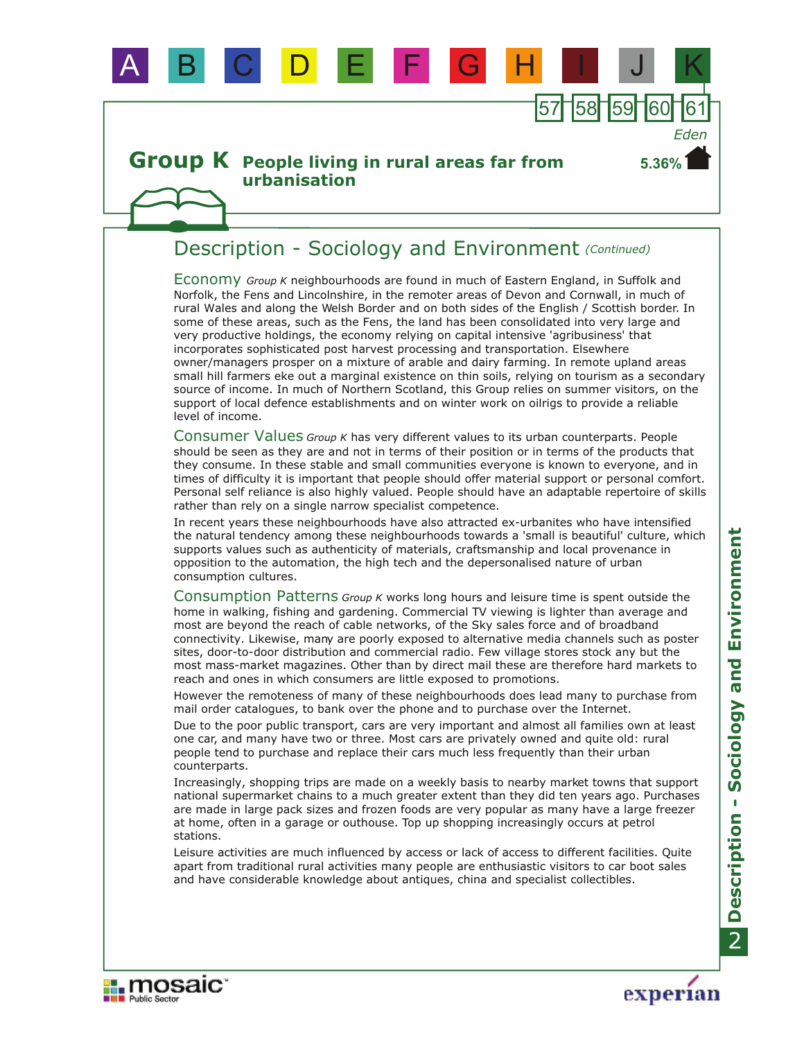A B C D E F G H I J K

57 58 59 60 61

*Eden*

# Group K People living in rural areas far from urbanisation

**5.36%**

## Description - Sociology and Environment *(Continued)*

**Economy** *Group K* neighbourhoods are found in much of Eastern England, in Suffolk and Norfolk, the Fens and Lincolnshire, in the remote areas of Devon and Cornwall, in much of rural Wales and along the Welsh Border and on both sides of the English / Scottish border. In some of these areas, such as the Fens, the land has been consolidated into very large and very productive holdings, the economy relying on capital intensive 'agribusiness' that incorporates sophisticated post harvest processing and transportation. Elsewhere owner/managers prosper on a mixture of arable and dairy farming. In remote upland areas small hill farmers eke out a marginal existence on thin soils, relying on tourism as a secondary source of income. In much of Northern Scotland, this Group relies on summer visitors, on the support of local defence establishments and on winter work on oilrigs to provide a reliable level of income.

**Consumer Values** *Group K* has very different values to its urban counterparts. People should be seen as they are and not in terms of their position or in terms of the products that they consume. In these stable and small communities everyone is known to everyone, and in times of difficulty it is important that people should offer material support or personal comfort. Personal self reliance is also highly valued. People should have an adaptable repertoire of skills rather than rely on a single narrow specialist competence.

In recent years these neighbourhoods have also attracted ex-urbanites who have intensified the natural tendency among these neighbourhoods towards a 'small is beautiful' culture, which supports values such as authenticity of materials, craftsmanship and local provenance in opposition to the automation, the high tech and the depersonalised nature of urban consumption cultures.

**Consumption Patterns** *Group K* works long hours and leisure time is spent outside the home in walking, fishing and gardening. Commercial TV viewing is lighter than average and most are beyond the reach of cable networks, of the Sky sales force and of broadband connectivity. Likewise, many are poorly exposed to alternative media channels such as poster sites, door-to-door distribution and commercial radio. Few village stores stock any but the most mass-market magazines. Other than by direct mail these are therefore hard markets to reach and ones in which consumers are little exposed to promotions.

However the remoteness of many of these neighbourhoods does lead many to purchase from mail order catalogues, to bank over the phone and to purchase over the Internet.

Due to the poor public transport, cars are very important and almost all families own at least one car, and many have two or three. Most cars are privately owned and quite old: rural people tend to purchase and replace their cars much less frequently than their urban counterparts.

Increasingly, shopping trips are made on a weekly basis to nearby market towns that support national supermarket chains to a much greater extent than they did ten years ago. Purchases are made in large pack sizes and frozen foods are very popular as many have a large freezer at home, often in a garage or outhouse. Top up shopping increasingly occurs at petrol stations.

Leisure activities are much influenced by access or lack of access to different facilities. Quite apart from traditional rural activities many people are enthusiastic visitors to car boot sales and have considerable knowledge about antiques, china and specialist collectibles.